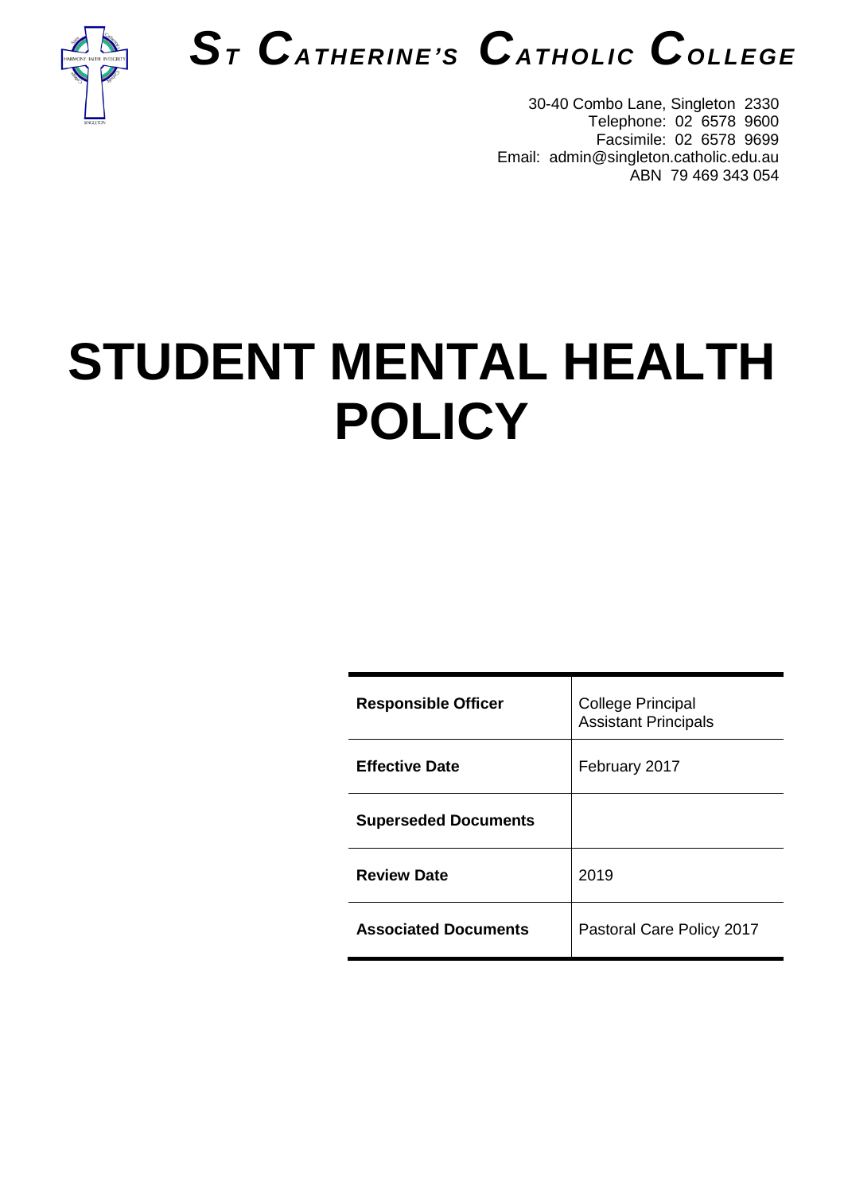# ST CATHERINE'S CATHOLIC COLLEGE

30-40 Combo Lane, Singleton 2330
Telephone: 02 6578 9600
Facsimile: 02 6578 9699
Email: admin@singleton.catholic.edu.au
ABN 79 469 343 054

# STUDENT MENTAL HEALTH POLICY

| | |
|---|---|
| **Responsible Officer** | College Principal<br>Assistant Principals |
| **Effective Date** | February 2017 |
| **Superseded Documents** | |
| **Review Date** | 2019 |
| **Associated Documents** | Pastoral Care Policy 2017 |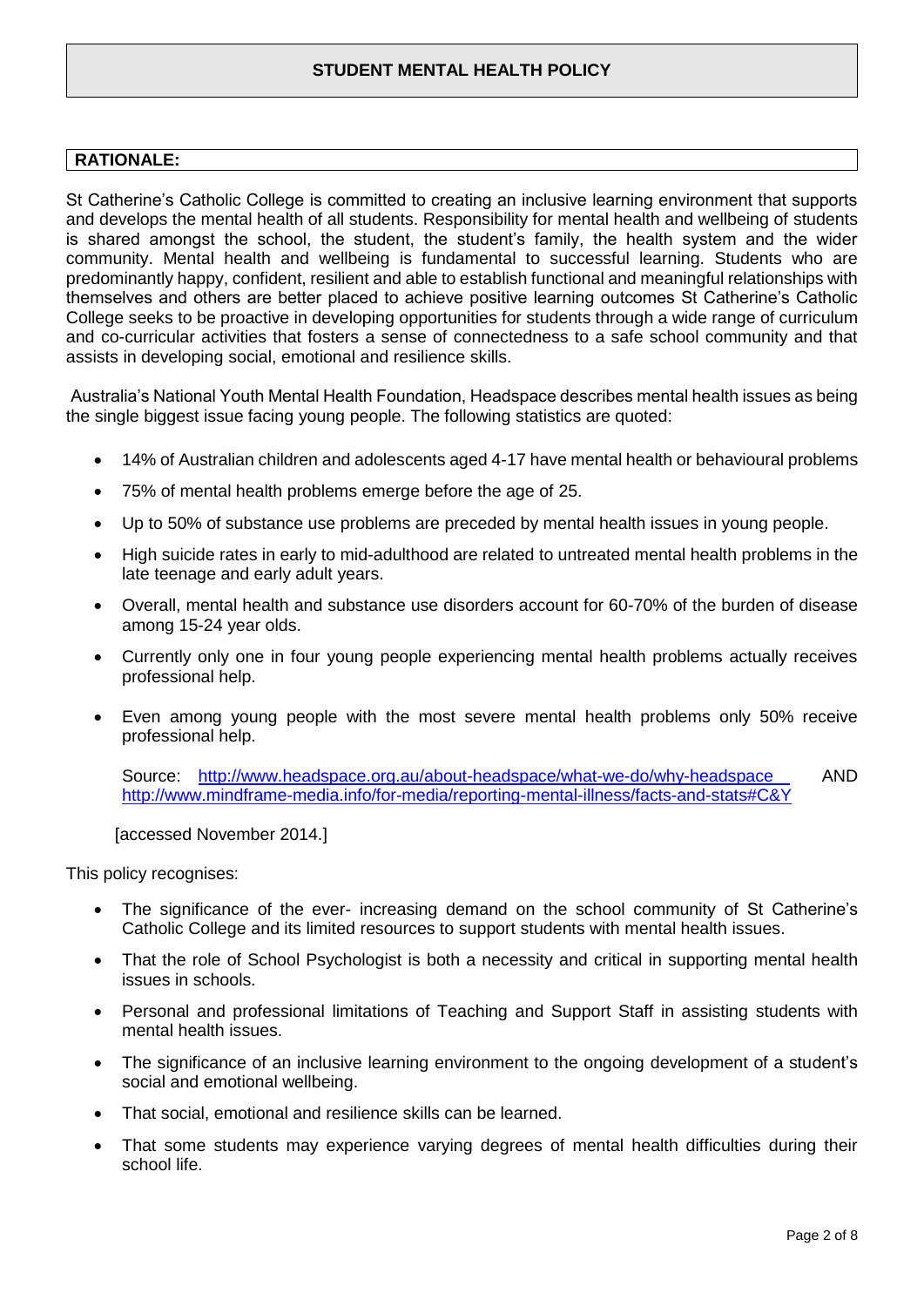## STUDENT MENTAL HEALTH POLICY

### RATIONALE:

St Catherine's Catholic College is committed to creating an inclusive learning environment that supports and develops the mental health of all students. Responsibility for mental health and wellbeing of students is shared amongst the school, the student, the student's family, the health system and the wider community. Mental health and wellbeing is fundamental to successful learning. Students who are predominantly happy, confident, resilient and able to establish functional and meaningful relationships with themselves and others are better placed to achieve positive learning outcomes St Catherine's Catholic College seeks to be proactive in developing opportunities for students through a wide range of curriculum and co-curricular activities that fosters a sense of connectedness to a safe school community and that assists in developing social, emotional and resilience skills.

Australia's National Youth Mental Health Foundation, Headspace describes mental health issues as being the single biggest issue facing young people. The following statistics are quoted:

- 14% of Australian children and adolescents aged 4-17 have mental health or behavioural problems
- 75% of mental health problems emerge before the age of 25.
- Up to 50% of substance use problems are preceded by mental health issues in young people.
- High suicide rates in early to mid-adulthood are related to untreated mental health problems in the late teenage and early adult years.
- Overall, mental health and substance use disorders account for 60-70% of the burden of disease among 15-24 year olds.
- Currently only one in four young people experiencing mental health problems actually receives professional help.
- Even among young people with the most severe mental health problems only 50% receive professional help.

  Source: http://www.headspace.org.au/about-headspace/what-we-do/why-headspace AND http://www.mindframe-media.info/for-media/reporting-mental-illness/facts-and-stats#C&Y

  [accessed November 2014.]

This policy recognises:

- The significance of the ever- increasing demand on the school community of St Catherine's Catholic College and its limited resources to support students with mental health issues.
- That the role of School Psychologist is both a necessity and critical in supporting mental health issues in schools.
- Personal and professional limitations of Teaching and Support Staff in assisting students with mental health issues.
- The significance of an inclusive learning environment to the ongoing development of a student's social and emotional wellbeing.
- That social, emotional and resilience skills can be learned.
- That some students may experience varying degrees of mental health difficulties during their school life.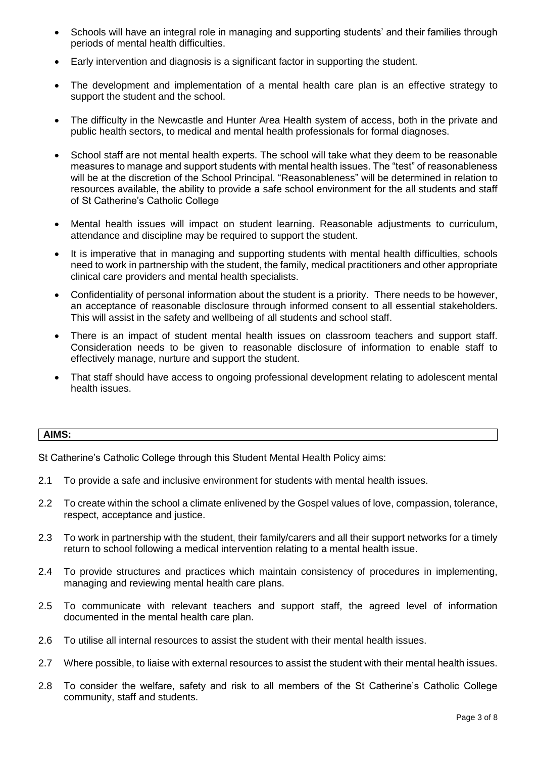- Schools will have an integral role in managing and supporting students' and their families through periods of mental health difficulties.
- Early intervention and diagnosis is a significant factor in supporting the student.
- The development and implementation of a mental health care plan is an effective strategy to support the student and the school.
- The difficulty in the Newcastle and Hunter Area Health system of access, both in the private and public health sectors, to medical and mental health professionals for formal diagnoses.
- School staff are not mental health experts. The school will take what they deem to be reasonable measures to manage and support students with mental health issues. The "test" of reasonableness will be at the discretion of the School Principal. "Reasonableness" will be determined in relation to resources available, the ability to provide a safe school environment for the all students and staff of St Catherine's Catholic College
- Mental health issues will impact on student learning. Reasonable adjustments to curriculum, attendance and discipline may be required to support the student.
- It is imperative that in managing and supporting students with mental health difficulties, schools need to work in partnership with the student, the family, medical practitioners and other appropriate clinical care providers and mental health specialists.
- Confidentiality of personal information about the student is a priority. There needs to be however, an acceptance of reasonable disclosure through informed consent to all essential stakeholders. This will assist in the safety and wellbeing of all students and school staff.
- There is an impact of student mental health issues on classroom teachers and support staff. Consideration needs to be given to reasonable disclosure of information to enable staff to effectively manage, nurture and support the student.
- That staff should have access to ongoing professional development relating to adolescent mental health issues.

## AIMS:

St Catherine's Catholic College through this Student Mental Health Policy aims:

2.1 To provide a safe and inclusive environment for students with mental health issues.

2.2 To create within the school a climate enlivened by the Gospel values of love, compassion, tolerance, respect, acceptance and justice.

2.3 To work in partnership with the student, their family/carers and all their support networks for a timely return to school following a medical intervention relating to a mental health issue.

2.4 To provide structures and practices which maintain consistency of procedures in implementing, managing and reviewing mental health care plans.

2.5 To communicate with relevant teachers and support staff, the agreed level of information documented in the mental health care plan.

2.6 To utilise all internal resources to assist the student with their mental health issues.

2.7 Where possible, to liaise with external resources to assist the student with their mental health issues.

2.8 To consider the welfare, safety and risk to all members of the St Catherine's Catholic College community, staff and students.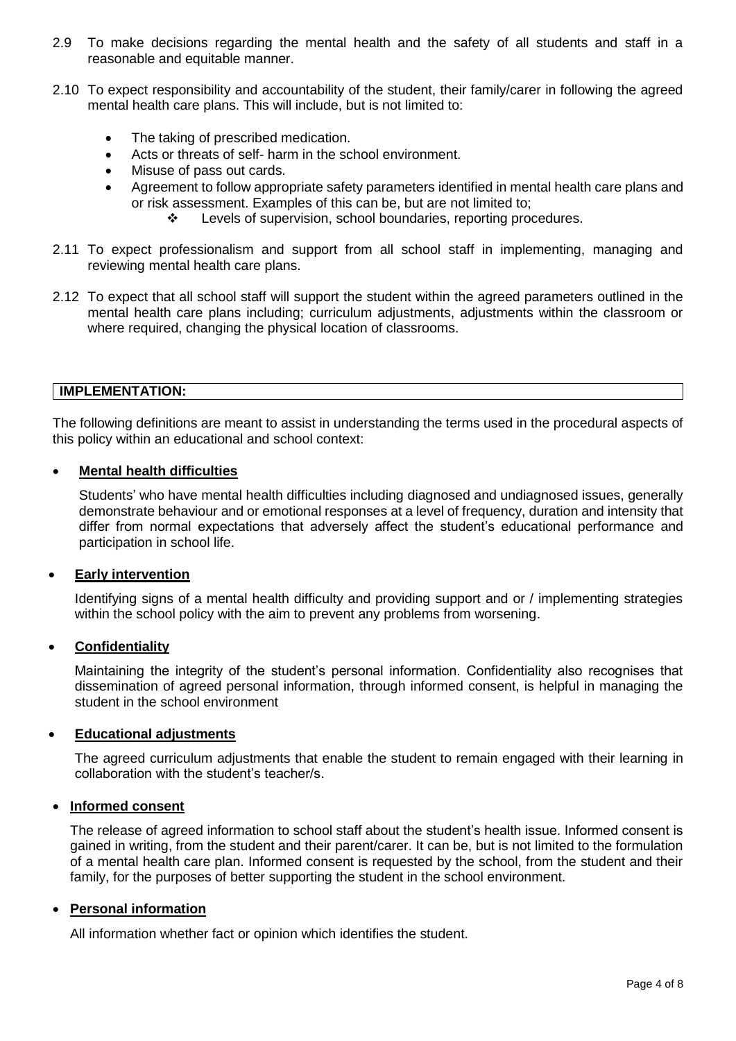2.9 To make decisions regarding the mental health and the safety of all students and staff in a reasonable and equitable manner.

2.10 To expect responsibility and accountability of the student, their family/carer in following the agreed mental health care plans. This will include, but is not limited to:

- The taking of prescribed medication.
- Acts or threats of self- harm in the school environment.
- Misuse of pass out cards.
- Agreement to follow appropriate safety parameters identified in mental health care plans and or risk assessment. Examples of this can be, but are not limited to;
    - Levels of supervision, school boundaries, reporting procedures.

2.11 To expect professionalism and support from all school staff in implementing, managing and reviewing mental health care plans.

2.12 To expect that all school staff will support the student within the agreed parameters outlined in the mental health care plans including; curriculum adjustments, adjustments within the classroom or where required, changing the physical location of classrooms.

## IMPLEMENTATION:

The following definitions are meant to assist in understanding the terms used in the procedural aspects of this policy within an educational and school context:

- **Mental health difficulties**

  Students' who have mental health difficulties including diagnosed and undiagnosed issues, generally demonstrate behaviour and or emotional responses at a level of frequency, duration and intensity that differ from normal expectations that adversely affect the student's educational performance and participation in school life.

- **Early intervention**

  Identifying signs of a mental health difficulty and providing support and or / implementing strategies within the school policy with the aim to prevent any problems from worsening.

- **Confidentiality**

  Maintaining the integrity of the student's personal information. Confidentiality also recognises that dissemination of agreed personal information, through informed consent, is helpful in managing the student in the school environment

- **Educational adjustments**

  The agreed curriculum adjustments that enable the student to remain engaged with their learning in collaboration with the student's teacher/s.

- **Informed consent**

  The release of agreed information to school staff about the student's health issue. Informed consent is gained in writing, from the student and their parent/carer. It can be, but is not limited to the formulation of a mental health care plan. Informed consent is requested by the school, from the student and their family, for the purposes of better supporting the student in the school environment.

- **Personal information**

  All information whether fact or opinion which identifies the student.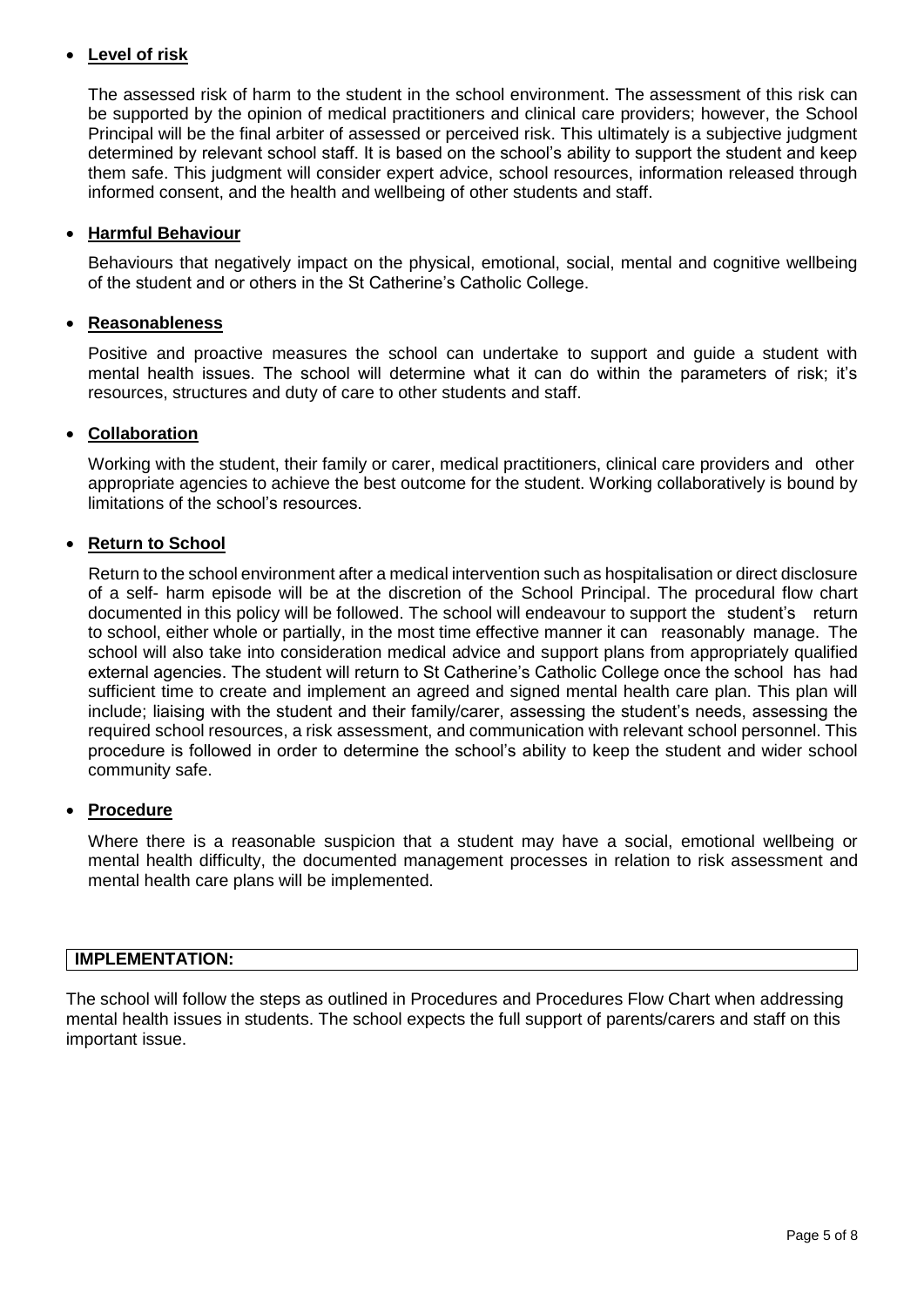- **Level of risk**

  The assessed risk of harm to the student in the school environment. The assessment of this risk can be supported by the opinion of medical practitioners and clinical care providers; however, the School Principal will be the final arbiter of assessed or perceived risk. This ultimately is a subjective judgment determined by relevant school staff. It is based on the school's ability to support the student and keep them safe. This judgment will consider expert advice, school resources, information released through informed consent, and the health and wellbeing of other students and staff.

- **Harmful Behaviour**

  Behaviours that negatively impact on the physical, emotional, social, mental and cognitive wellbeing of the student and or others in the St Catherine's Catholic College.

- **Reasonableness**

  Positive and proactive measures the school can undertake to support and guide a student with mental health issues. The school will determine what it can do within the parameters of risk; it's resources, structures and duty of care to other students and staff.

- **Collaboration**

  Working with the student, their family or carer, medical practitioners, clinical care providers and other appropriate agencies to achieve the best outcome for the student. Working collaboratively is bound by limitations of the school's resources.

- **Return to School**

  Return to the school environment after a medical intervention such as hospitalisation or direct disclosure of a self- harm episode will be at the discretion of the School Principal. The procedural flow chart documented in this policy will be followed. The school will endeavour to support the student's return to school, either whole or partially, in the most time effective manner it can reasonably manage. The school will also take into consideration medical advice and support plans from appropriately qualified external agencies. The student will return to St Catherine's Catholic College once the school has had sufficient time to create and implement an agreed and signed mental health care plan. This plan will include; liaising with the student and their family/carer, assessing the student's needs, assessing the required school resources, a risk assessment, and communication with relevant school personnel. This procedure is followed in order to determine the school's ability to keep the student and wider school community safe.

- **Procedure**

  Where there is a reasonable suspicion that a student may have a social, emotional wellbeing or mental health difficulty, the documented management processes in relation to risk assessment and mental health care plans will be implemented.

## IMPLEMENTATION:

The school will follow the steps as outlined in Procedures and Procedures Flow Chart when addressing mental health issues in students. The school expects the full support of parents/carers and staff on this important issue.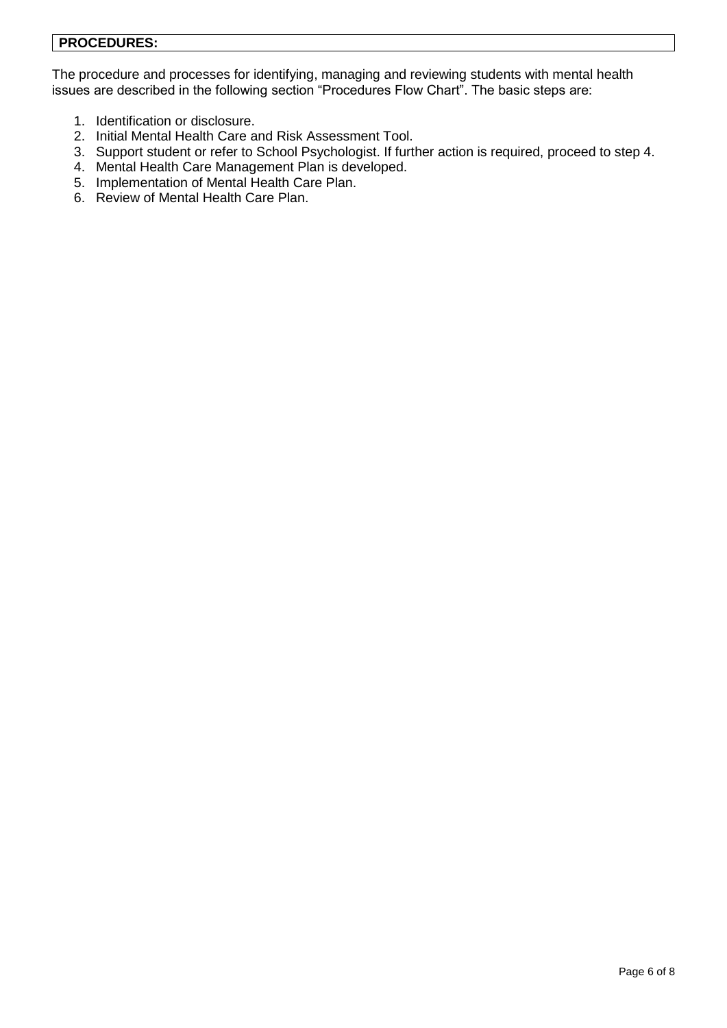## PROCEDURES:

The procedure and processes for identifying, managing and reviewing students with mental health issues are described in the following section “Procedures Flow Chart”. The basic steps are:

1. Identification or disclosure.
2. Initial Mental Health Care and Risk Assessment Tool.
3. Support student or refer to School Psychologist. If further action is required, proceed to step 4.
4. Mental Health Care Management Plan is developed.
5. Implementation of Mental Health Care Plan.
6. Review of Mental Health Care Plan.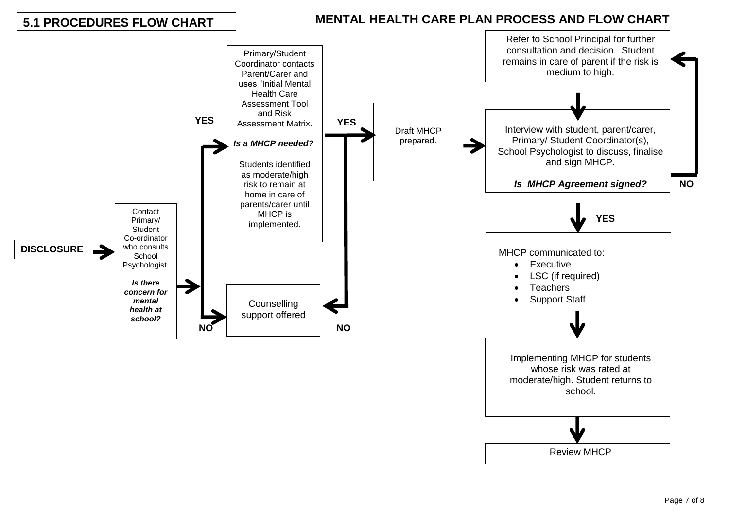## 5.1 PROCEDURES FLOW CHART

## MENTAL HEALTH CARE PLAN PROCESS AND FLOW CHART

**DISCLOSURE** → Contact Primary/ Student Co-ordinator who consults School Psychologist.

***Is there concern for mental health at school?***

- **YES** → Primary/Student Coordinator contacts Parent/Carer and uses "Initial Mental Health Care Assessment Tool and Risk Assessment Matrix.

  ***Is a MHCP needed?***

  Students identified as moderate/high risk to remain at home in care of parents/carer until MHCP is implemented.

  - **YES** → Draft MHCP prepared.
  - **NO** → Counselling support offered
- **NO** → Counselling support offered

Draft MHCP prepared. → Interview with student, parent/carer, Primary/ Student Coordinator(s), School Psychologist to discuss, finalise and sign MHCP.

***Is MHCP Agreement signed?***

- **NO** → Refer to School Principal for further consultation and decision. Student remains in care of parent if the risk is medium to high. → (returns to Interview with student, parent/carer, Primary/ Student Coordinator(s), School Psychologist to discuss, finalise and sign MHCP.)
- **YES** → MHCP communicated to:
  - Executive
  - LSC (if required)
  - Teachers
  - Support Staff

→ Implementing MHCP for students whose risk was rated at moderate/high. Student returns to school.

→ Review MHCP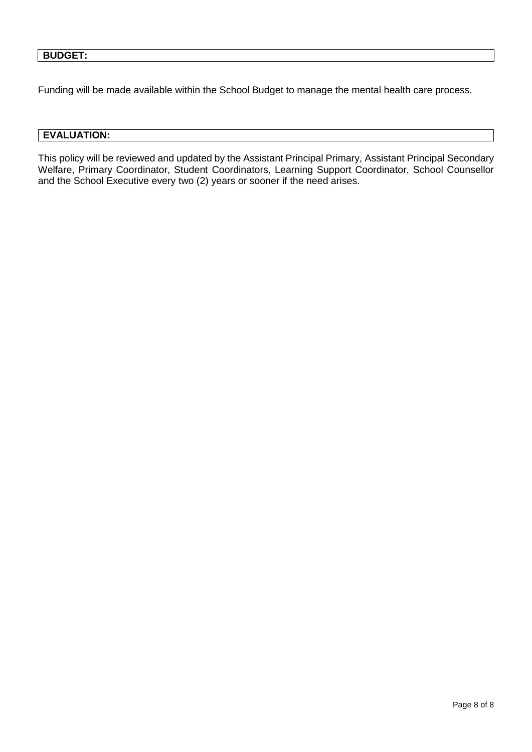## BUDGET:

Funding will be made available within the School Budget to manage the mental health care process.

## EVALUATION:

This policy will be reviewed and updated by the Assistant Principal Primary, Assistant Principal Secondary Welfare, Primary Coordinator, Student Coordinators, Learning Support Coordinator, School Counsellor and the School Executive every two (2) years or sooner if the need arises.